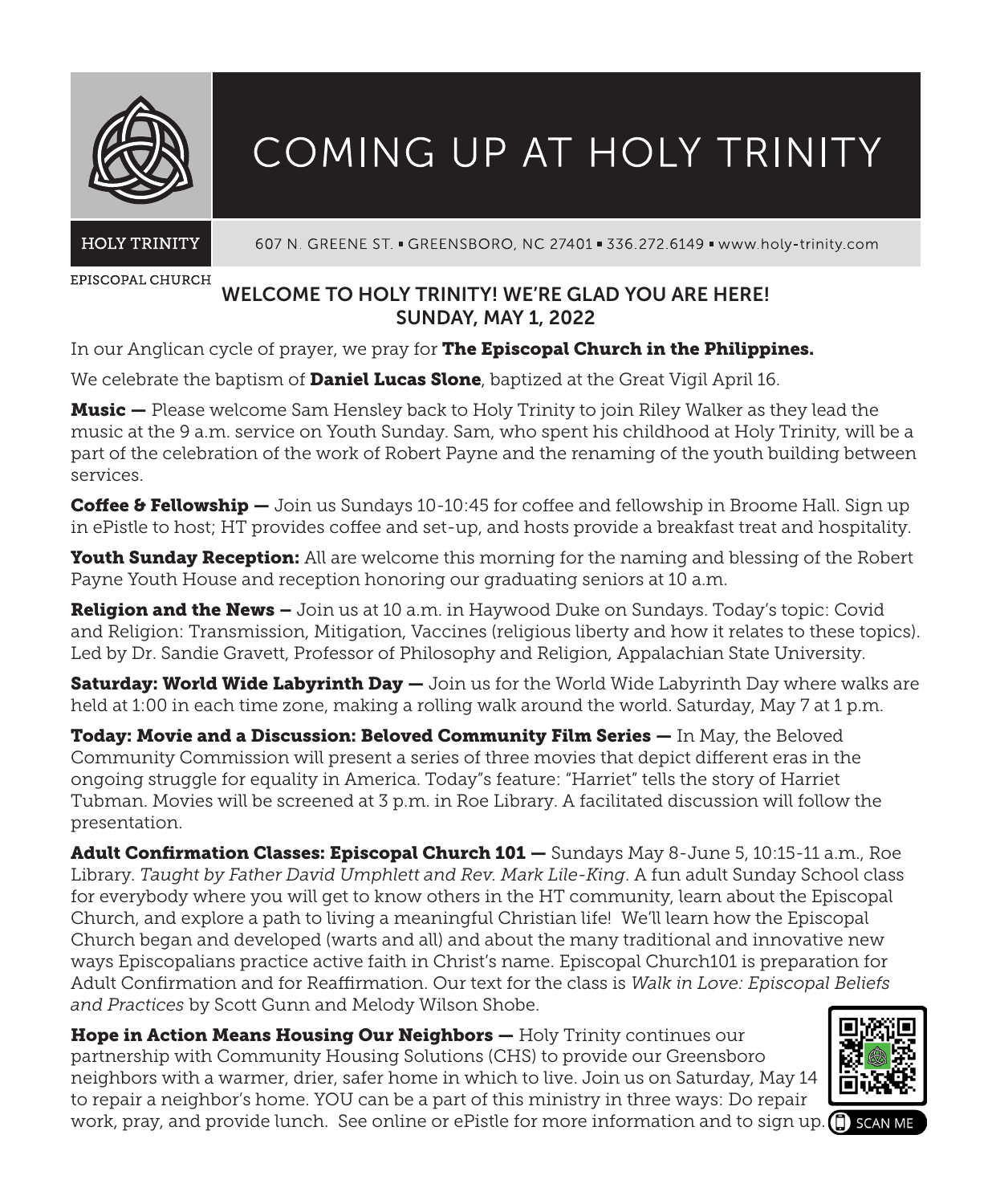# COMING UP AT HOLY TRINITY

HOLY TRINITY
EPISCOPAL CHURCH

607 N. GREENE ST. ▪ GREENSBORO, NC 27401 ▪ 336.272.6149 ▪ www.holy-trinity.com

## WELCOME TO HOLY TRINITY! WE'RE GLAD YOU ARE HERE!
## SUNDAY, MAY 1, 2022

In our Anglican cycle of prayer, we pray for **The Episcopal Church in the Philippines.**

We celebrate the baptism of **Daniel Lucas Slone**, baptized at the Great Vigil April 16.

**Music —** Please welcome Sam Hensley back to Holy Trinity to join Riley Walker as they lead the music at the 9 a.m. service on Youth Sunday. Sam, who spent his childhood at Holy Trinity, will be a part of the celebration of the work of Robert Payne and the renaming of the youth building between services.

**Coffee & Fellowship —** Join us Sundays 10-10:45 for coffee and fellowship in Broome Hall. Sign up in ePistle to host; HT provides coffee and set-up, and hosts provide a breakfast treat and hospitality.

**Youth Sunday Reception:** All are welcome this morning for the naming and blessing of the Robert Payne Youth House and reception honoring our graduating seniors at 10 a.m.

**Religion and the News –** Join us at 10 a.m. in Haywood Duke on Sundays. Today's topic: Covid and Religion: Transmission, Mitigation, Vaccines (religious liberty and how it relates to these topics). Led by Dr. Sandie Gravett, Professor of Philosophy and Religion, Appalachian State University.

**Saturday: World Wide Labyrinth Day —** Join us for the World Wide Labyrinth Day where walks are held at 1:00 in each time zone, making a rolling walk around the world. Saturday, May 7 at 1 p.m.

**Today: Movie and a Discussion: Beloved Community Film Series —** In May, the Beloved Community Commission will present a series of three movies that depict different eras in the ongoing struggle for equality in America. Today"s feature: "Harriet" tells the story of Harriet Tubman. Movies will be screened at 3 p.m. in Roe Library. A facilitated discussion will follow the presentation.

**Adult Confirmation Classes: Episcopal Church 101 —** Sundays May 8-June 5, 10:15-11 a.m., Roe Library. *Taught by Father David Umphlett and Rev. Mark Lile-King*. A fun adult Sunday School class for everybody where you will get to know others in the HT community, learn about the Episcopal Church, and explore a path to living a meaningful Christian life! We'll learn how the Episcopal Church began and developed (warts and all) and about the many traditional and innovative new ways Episcopalians practice active faith in Christ's name. Episcopal Church101 is preparation for Adult Confirmation and for Reaffirmation. Our text for the class is *Walk in Love: Episcopal Beliefs and Practices* by Scott Gunn and Melody Wilson Shobe.

**Hope in Action Means Housing Our Neighbors —** Holy Trinity continues our partnership with Community Housing Solutions (CHS) to provide our Greensboro neighbors with a warmer, drier, safer home in which to live. Join us on Saturday, May 14 to repair a neighbor's home. YOU can be a part of this ministry in three ways: Do repair work, pray, and provide lunch. See online or ePistle for more information and to sign up.

SCAN ME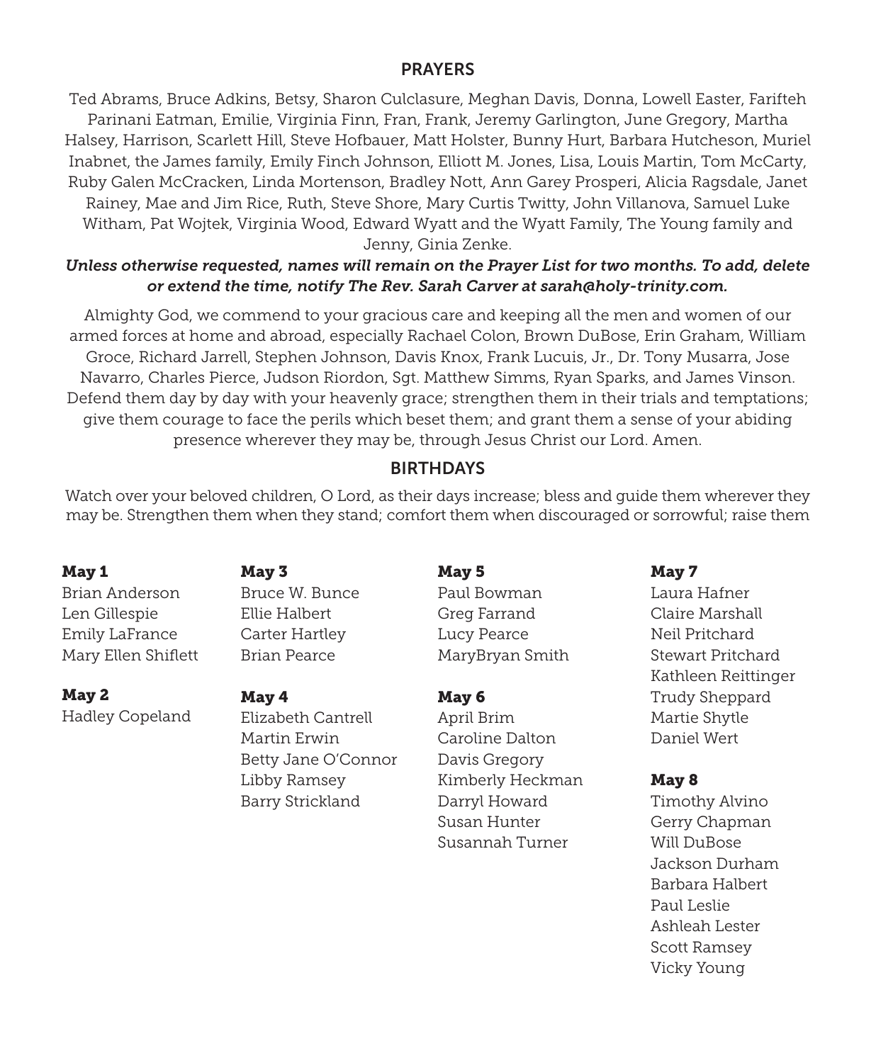## PRAYERS

Ted Abrams, Bruce Adkins, Betsy, Sharon Culclasure, Meghan Davis, Donna, Lowell Easter, Farifteh Parinani Eatman, Emilie, Virginia Finn, Fran, Frank, Jeremy Garlington, June Gregory, Martha Halsey, Harrison, Scarlett Hill, Steve Hofbauer, Matt Holster, Bunny Hurt, Barbara Hutcheson, Muriel Inabnet, the James family, Emily Finch Johnson, Elliott M. Jones, Lisa, Louis Martin, Tom McCarty, Ruby Galen McCracken, Linda Mortenson, Bradley Nott, Ann Garey Prosperi, Alicia Ragsdale, Janet Rainey, Mae and Jim Rice, Ruth, Steve Shore, Mary Curtis Twitty, John Villanova, Samuel Luke Witham, Pat Wojtek, Virginia Wood, Edward Wyatt and the Wyatt Family, The Young family and Jenny, Ginia Zenke.

***Unless otherwise requested, names will remain on the Prayer List for two months. To add, delete or extend the time, notify The Rev. Sarah Carver at sarah@holy-trinity.com.***

Almighty God, we commend to your gracious care and keeping all the men and women of our armed forces at home and abroad, especially Rachael Colon, Brown DuBose, Erin Graham, William Groce, Richard Jarrell, Stephen Johnson, Davis Knox, Frank Lucuis, Jr., Dr. Tony Musarra, Jose Navarro, Charles Pierce, Judson Riordon, Sgt. Matthew Simms, Ryan Sparks, and James Vinson. Defend them day by day with your heavenly grace; strengthen them in their trials and temptations; give them courage to face the perils which beset them; and grant them a sense of your abiding presence wherever they may be, through Jesus Christ our Lord. Amen.

## BIRTHDAYS

Watch over your beloved children, O Lord, as their days increase; bless and guide them wherever they may be. Strengthen them when they stand; comfort them when discouraged or sorrowful; raise them

**May 1**
Brian Anderson
Len Gillespie
Emily LaFrance
Mary Ellen Shiflett

**May 2**
Hadley Copeland

**May 3**
Bruce W. Bunce
Ellie Halbert
Carter Hartley
Brian Pearce

**May 4**
Elizabeth Cantrell
Martin Erwin
Betty Jane O'Connor
Libby Ramsey
Barry Strickland

**May 5**
Paul Bowman
Greg Farrand
Lucy Pearce
MaryBryan Smith

**May 6**
April Brim
Caroline Dalton
Davis Gregory
Kimberly Heckman
Darryl Howard
Susan Hunter
Susannah Turner

**May 7**
Laura Hafner
Claire Marshall
Neil Pritchard
Stewart Pritchard
Kathleen Reittinger
Trudy Sheppard
Martie Shytle
Daniel Wert

**May 8**
Timothy Alvino
Gerry Chapman
Will DuBose
Jackson Durham
Barbara Halbert
Paul Leslie
Ashleah Lester
Scott Ramsey
Vicky Young